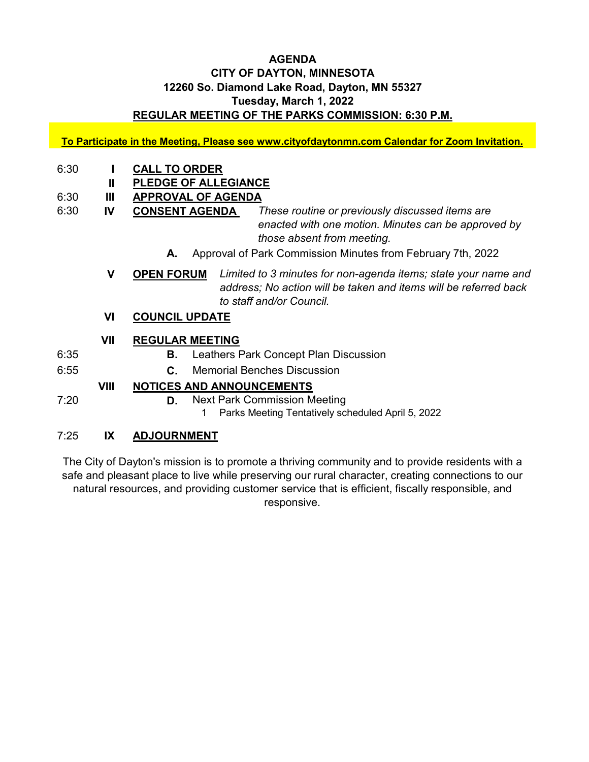**AGENDA**
**CITY OF DAYTON, MINNESOTA**
**12260 So. Diamond Lake Road, Dayton, MN 55327**
**Tuesday, March 1, 2022**
**REGULAR MEETING OF THE PARKS COMMISSION: 6:30 P.M.**

**To Participate in the Meeting, Please see www.cityofdaytonmn.com Calendar for Zoom Invitation.**

6:30 **I** **CALL TO ORDER**

**II** **PLEDGE OF ALLEGIANCE**

6:30 **III** **APPROVAL OF AGENDA**

6:30 **IV** **CONSENT AGENDA** *These routine or previously discussed items are enacted with one motion. Minutes can be approved by those absent from meeting.*

- **A.** Approval of Park Commission Minutes from February 7th, 2022

**V** **OPEN FORUM** *Limited to 3 minutes for non-agenda items; state your name and address; No action will be taken and items will be referred back to staff and/or Council.*

**VI** **COUNCIL UPDATE**

**VII** **REGULAR MEETING**

6:35 **B.** Leathers Park Concept Plan Discussion

6:55 **C.** Memorial Benches Discussion

**VIII** **NOTICES AND ANNOUNCEMENTS**

7:20 **D.** Next Park Commission Meeting

1. Parks Meeting Tentatively scheduled April 5, 2022

7:25 **IX** **ADJOURNMENT**

The City of Dayton's mission is to promote a thriving community and to provide residents with a safe and pleasant place to live while preserving our rural character, creating connections to our natural resources, and providing customer service that is efficient, fiscally responsible, and responsive.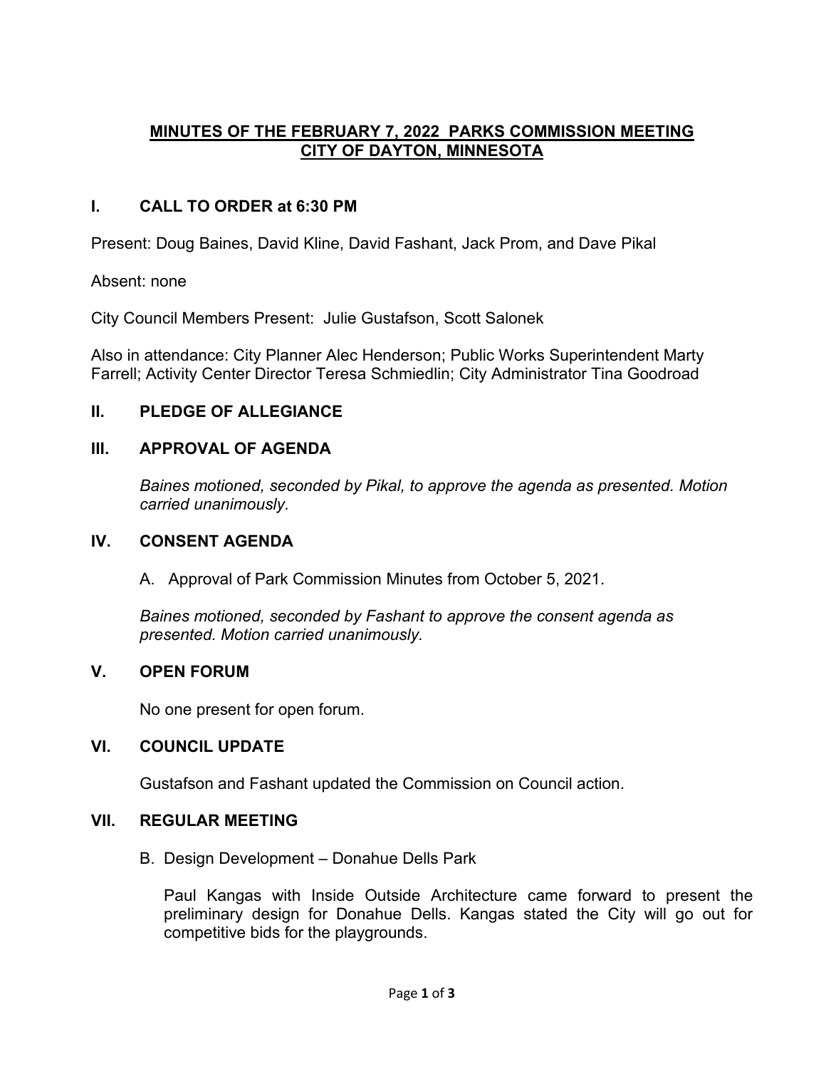# MINUTES OF THE FEBRUARY 7, 2022 PARKS COMMISSION MEETING
# CITY OF DAYTON, MINNESOTA

## I. CALL TO ORDER at 6:30 PM

Present: Doug Baines, David Kline, David Fashant, Jack Prom, and Dave Pikal

Absent: none

City Council Members Present: Julie Gustafson, Scott Salonek

Also in attendance: City Planner Alec Henderson; Public Works Superintendent Marty Farrell; Activity Center Director Teresa Schmiedlin; City Administrator Tina Goodroad

## II. PLEDGE OF ALLEGIANCE

## III. APPROVAL OF AGENDA

*Baines motioned, seconded by Pikal, to approve the agenda as presented. Motion carried unanimously.*

## IV. CONSENT AGENDA

A. Approval of Park Commission Minutes from October 5, 2021.

*Baines motioned, seconded by Fashant to approve the consent agenda as presented. Motion carried unanimously.*

## V. OPEN FORUM

No one present for open forum.

## VI. COUNCIL UPDATE

Gustafson and Fashant updated the Commission on Council action.

## VII. REGULAR MEETING

B. Design Development – Donahue Dells Park

Paul Kangas with Inside Outside Architecture came forward to present the preliminary design for Donahue Dells. Kangas stated the City will go out for competitive bids for the playgrounds.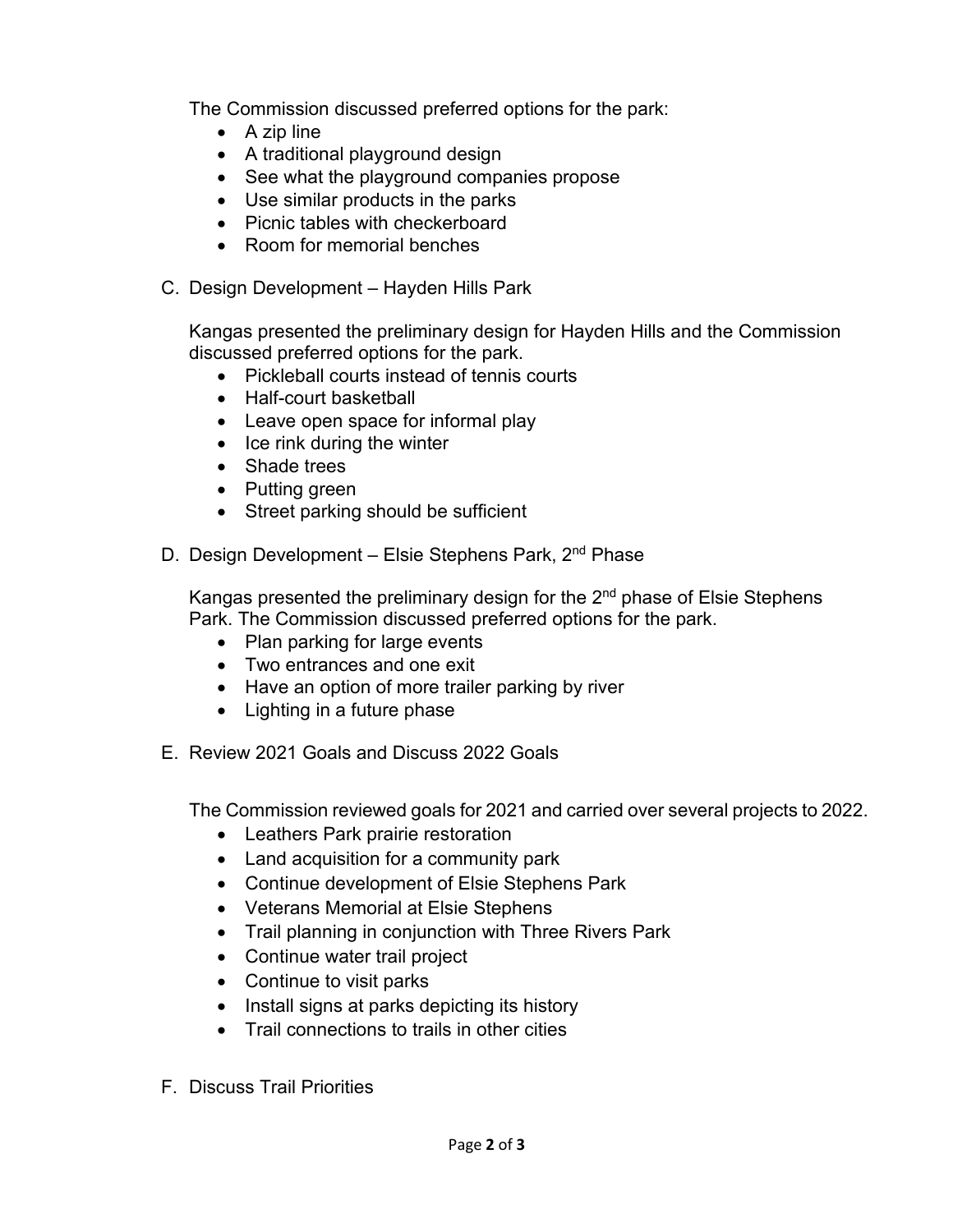The Commission discussed preferred options for the park:

- A zip line
- A traditional playground design
- See what the playground companies propose
- Use similar products in the parks
- Picnic tables with checkerboard
- Room for memorial benches

C. Design Development – Hayden Hills Park

Kangas presented the preliminary design for Hayden Hills and the Commission discussed preferred options for the park.

- Pickleball courts instead of tennis courts
- Half-court basketball
- Leave open space for informal play
- Ice rink during the winter
- Shade trees
- Putting green
- Street parking should be sufficient

D. Design Development – Elsie Stephens Park, 2nd Phase

Kangas presented the preliminary design for the 2nd phase of Elsie Stephens Park. The Commission discussed preferred options for the park.

- Plan parking for large events
- Two entrances and one exit
- Have an option of more trailer parking by river
- Lighting in a future phase

E. Review 2021 Goals and Discuss 2022 Goals

The Commission reviewed goals for 2021 and carried over several projects to 2022.

- Leathers Park prairie restoration
- Land acquisition for a community park
- Continue development of Elsie Stephens Park
- Veterans Memorial at Elsie Stephens
- Trail planning in conjunction with Three Rivers Park
- Continue water trail project
- Continue to visit parks
- Install signs at parks depicting its history
- Trail connections to trails in other cities

F. Discuss Trail Priorities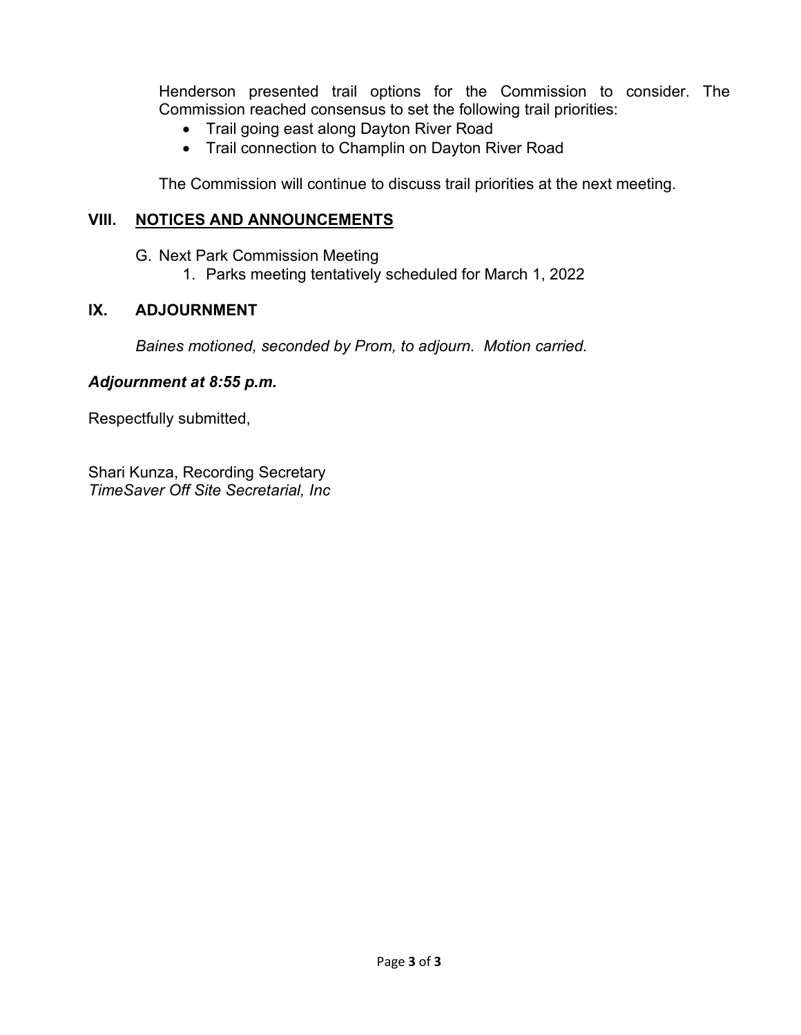Henderson presented trail options for the Commission to consider. The Commission reached consensus to set the following trail priorities:

- Trail going east along Dayton River Road
- Trail connection to Champlin on Dayton River Road

The Commission will continue to discuss trail priorities at the next meeting.

## VIII. NOTICES AND ANNOUNCEMENTS

G. Next Park Commission Meeting
   1. Parks meeting tentatively scheduled for March 1, 2022

## IX. ADJOURNMENT

*Baines motioned, seconded by Prom, to adjourn. Motion carried.*

***Adjournment at 8:55 p.m.***

Respectfully submitted,

Shari Kunza, Recording Secretary
*TimeSaver Off Site Secretarial, Inc*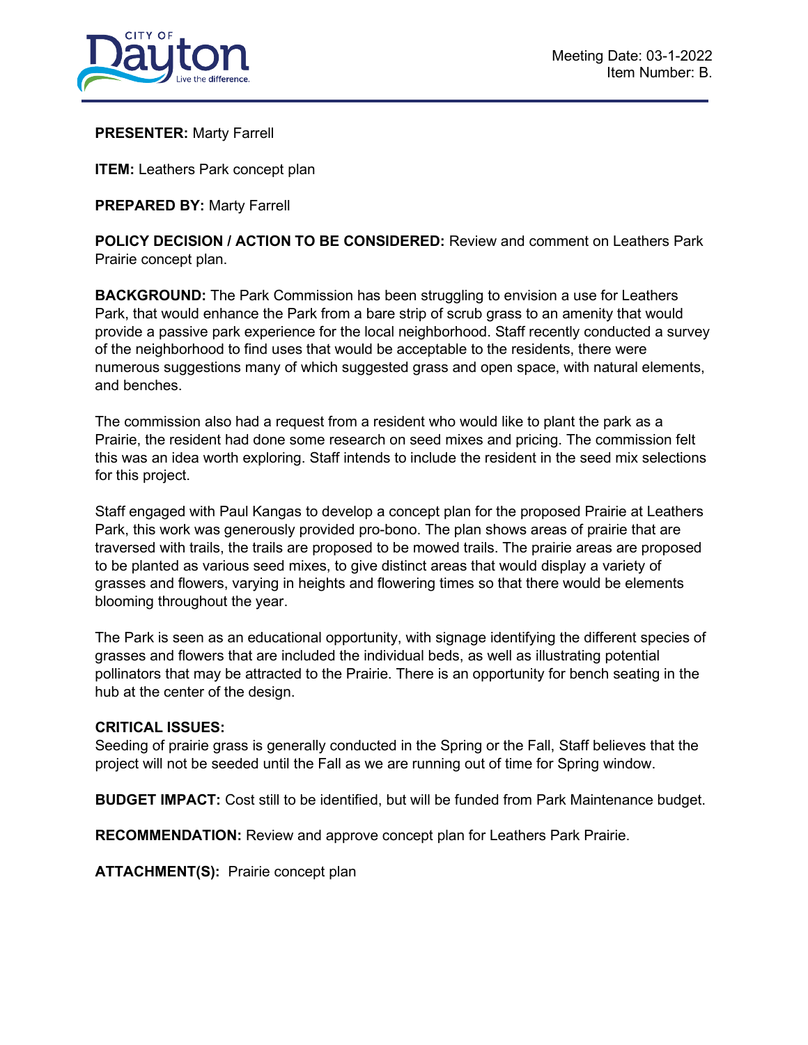Meeting Date: 03-1-2022
Item Number: B.

**PRESENTER:** Marty Farrell

**ITEM:** Leathers Park concept plan

**PREPARED BY:** Marty Farrell

**POLICY DECISION / ACTION TO BE CONSIDERED:** Review and comment on Leathers Park Prairie concept plan.

**BACKGROUND:** The Park Commission has been struggling to envision a use for Leathers Park, that would enhance the Park from a bare strip of scrub grass to an amenity that would provide a passive park experience for the local neighborhood. Staff recently conducted a survey of the neighborhood to find uses that would be acceptable to the residents, there were numerous suggestions many of which suggested grass and open space, with natural elements, and benches.

The commission also had a request from a resident who would like to plant the park as a Prairie, the resident had done some research on seed mixes and pricing. The commission felt this was an idea worth exploring. Staff intends to include the resident in the seed mix selections for this project.

Staff engaged with Paul Kangas to develop a concept plan for the proposed Prairie at Leathers Park, this work was generously provided pro-bono. The plan shows areas of prairie that are traversed with trails, the trails are proposed to be mowed trails. The prairie areas are proposed to be planted as various seed mixes, to give distinct areas that would display a variety of grasses and flowers, varying in heights and flowering times so that there would be elements blooming throughout the year.

The Park is seen as an educational opportunity, with signage identifying the different species of grasses and flowers that are included the individual beds, as well as illustrating potential pollinators that may be attracted to the Prairie. There is an opportunity for bench seating in the hub at the center of the design.

**CRITICAL ISSUES:**
Seeding of prairie grass is generally conducted in the Spring or the Fall, Staff believes that the project will not be seeded until the Fall as we are running out of time for Spring window.

**BUDGET IMPACT:** Cost still to be identified, but will be funded from Park Maintenance budget.

**RECOMMENDATION:** Review and approve concept plan for Leathers Park Prairie.

**ATTACHMENT(S):** Prairie concept plan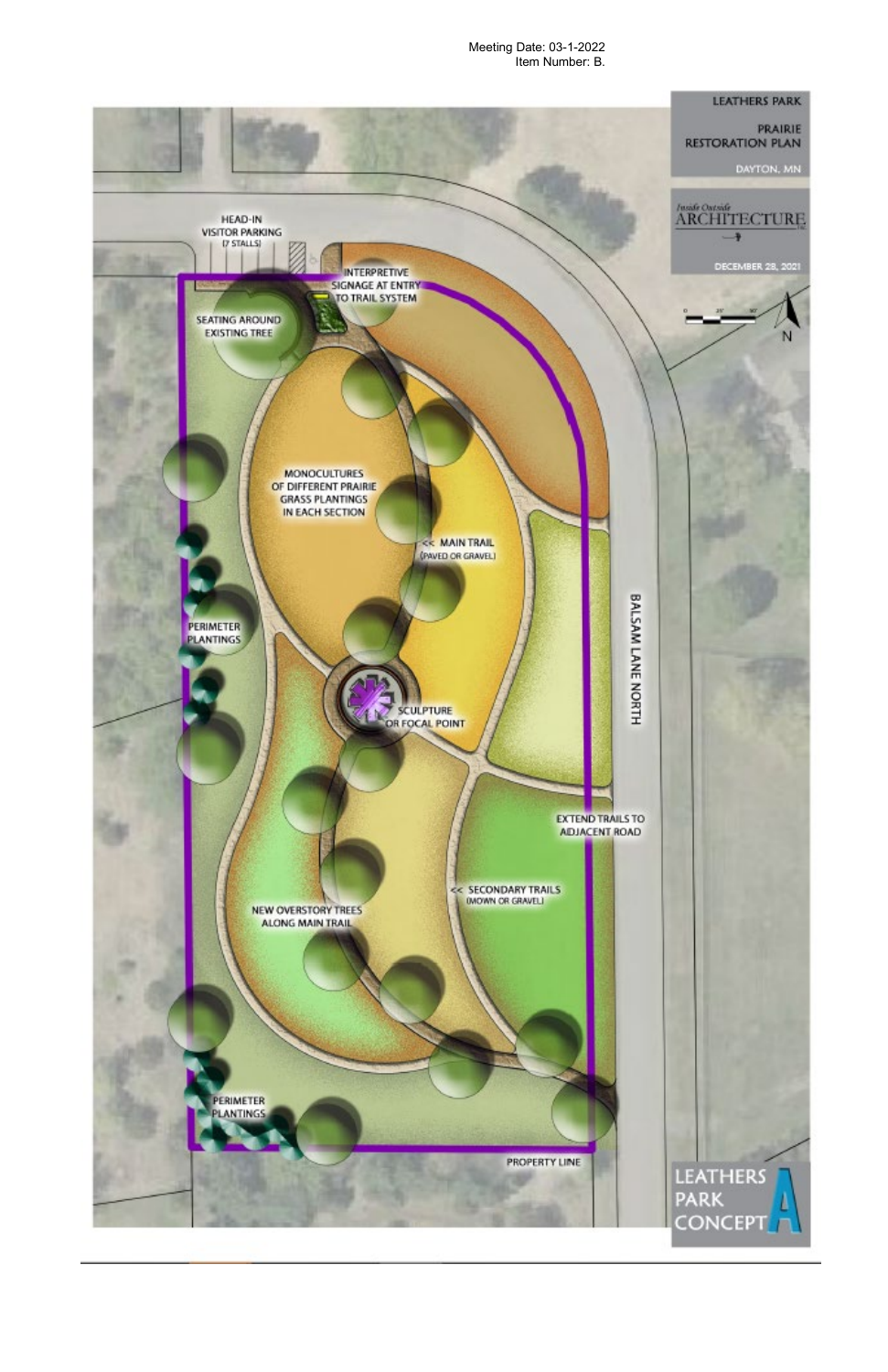Meeting Date: 03-1-2022
Item Number: B.

LEATHERS PARK

PRAIRIE RESTORATION PLAN

DAYTON, MN

Inside Outside ARCHITECTURE

DECEMBER 28, 2021

N

HEAD-IN VISITOR PARKING (7 STALLS)

INTERPRETIVE SIGNAGE AT ENTRY TO TRAIL SYSTEM

SEATING AROUND EXISTING TREE

MONOCULTURES OF DIFFERENT PRAIRIE GRASS PLANTINGS IN EACH SECTION

<< MAIN TRAIL (PAVED OR GRAVEL)

PERIMETER PLANTINGS

SCULPTURE OR FOCAL POINT

BALSAM LANE NORTH

EXTEND TRAILS TO ADJACENT ROAD

<< SECONDARY TRAILS (MOWN OR GRAVEL)

NEW OVERSTORY TREES ALONG MAIN TRAIL

PERIMETER PLANTINGS

PROPERTY LINE

LEATHERS PARK CONCEPT A